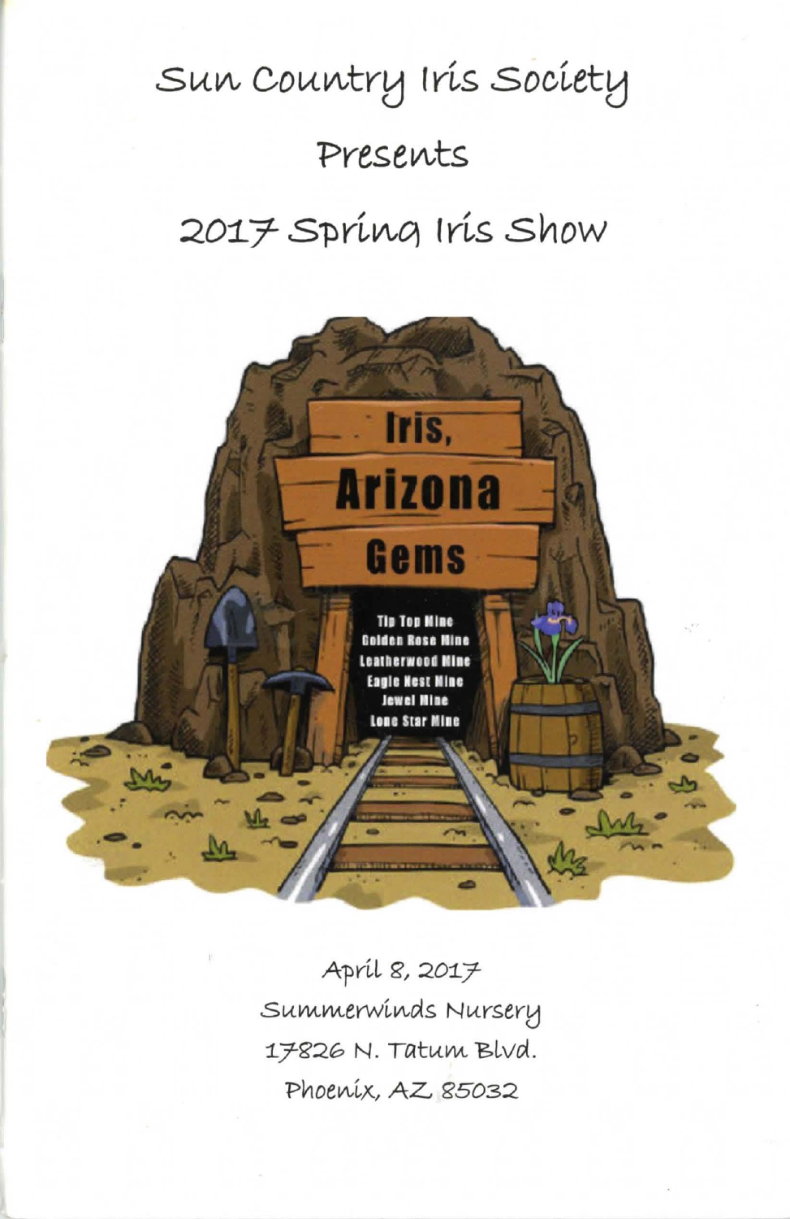# Sun Country Iris Society

## Presents

# 2017 Spring Iris Show

**Iris, Arizona Gems**

Tip Top Mine
Golden Rose Mine
Leatherwood Mine
Eagle Nest Mine
Jewel Mine
Lone Star Mine

April 8, 2017
Summerwinds Nursery
17826 N. Tatum Blvd.
Phoenix, AZ 85032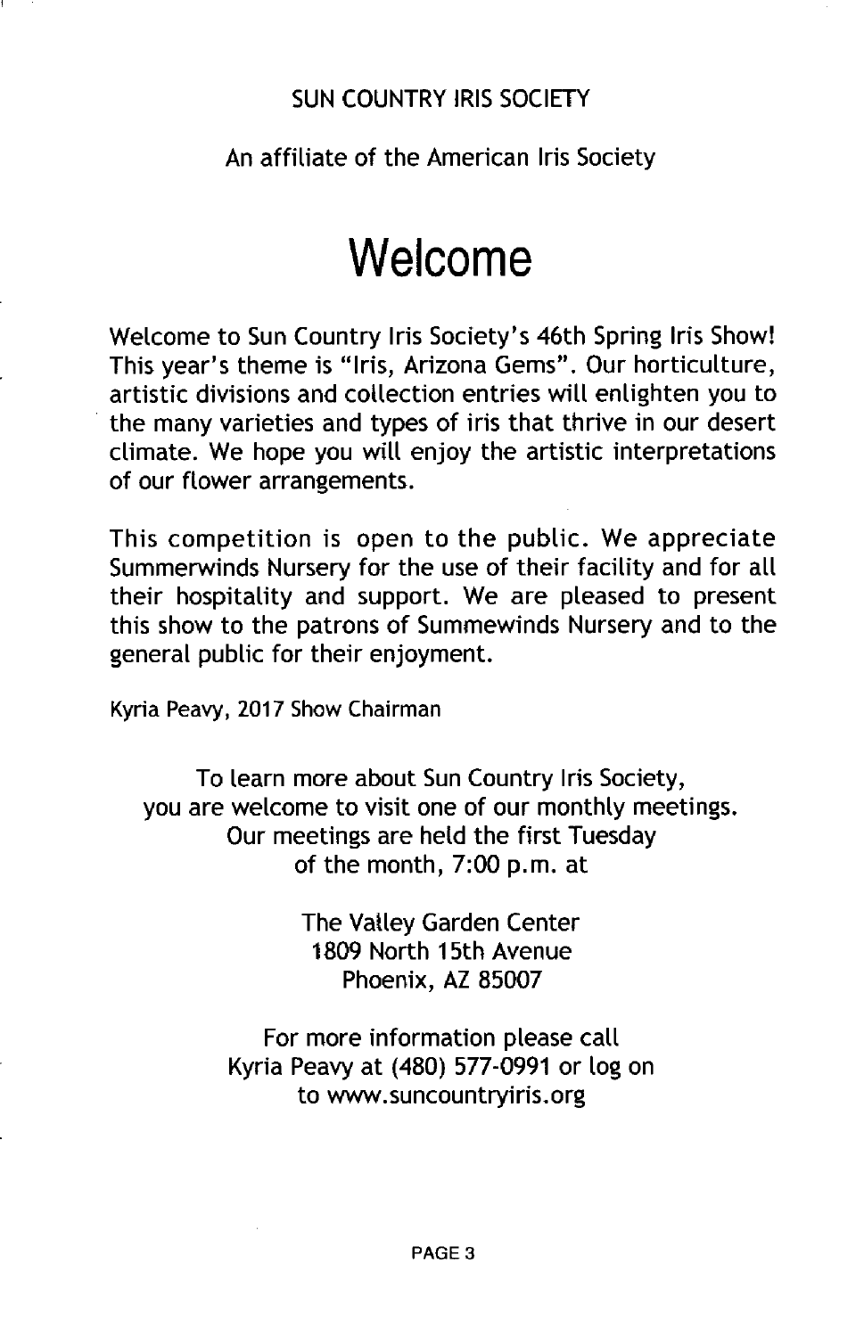SUN COUNTRY IRIS SOCIETY

An affiliate of the American Iris Society

# Welcome

Welcome to Sun Country Iris Society's 46th Spring Iris Show! This year's theme is "Iris, Arizona Gems". Our horticulture, artistic divisions and collection entries will enlighten you to the many varieties and types of iris that thrive in our desert climate. We hope you will enjoy the artistic interpretations of our flower arrangements.

This competition is open to the public. We appreciate Summerwinds Nursery for the use of their facility and for all their hospitality and support. We are pleased to present this show to the patrons of Summewinds Nursery and to the general public for their enjoyment.

Kyria Peavy, 2017 Show Chairman

To learn more about Sun Country Iris Society,
you are welcome to visit one of our monthly meetings.
Our meetings are held the first Tuesday
of the month, 7:00 p.m. at

The Valley Garden Center
1809 North 15th Avenue
Phoenix, AZ 85007

For more information please call
Kyria Peavy at (480) 577-0991 or log on
to www.suncountryiris.org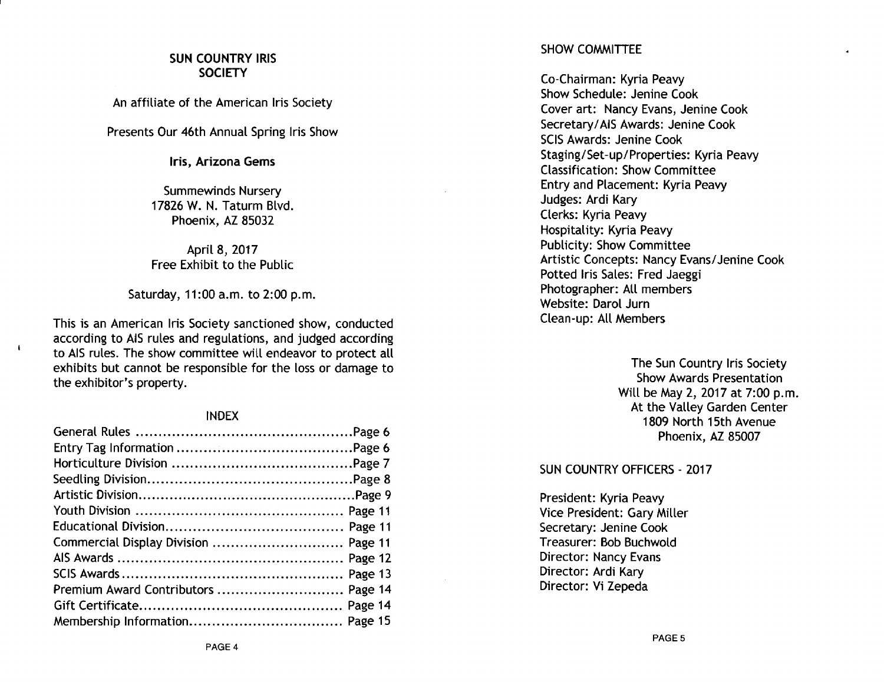## SUN COUNTRY IRIS SOCIETY

An affiliate of the American Iris Society

Presents Our 46th Annual Spring Iris Show

**Iris, Arizona Gems**

Summewinds Nursery
17826 W. N. Taturm Blvd.
Phoenix, AZ 85032

April 8, 2017
Free Exhibit to the Public

Saturday, 11:00 a.m. to 2:00 p.m.

This is an American Iris Society sanctioned show, conducted according to AIS rules and regulations, and judged according to AIS rules. The show committee will endeavor to protect all exhibits but cannot be responsible for the loss or damage to the exhibitor's property.

### INDEX

| | |
|---|---|
| General Rules | Page 6 |
| Entry Tag Information | Page 6 |
| Horticulture Division | Page 7 |
| Seedling Division | Page 8 |
| Artistic Division | Page 9 |
| Youth Division | Page 11 |
| Educational Division | Page 11 |
| Commercial Display Division | Page 11 |
| AIS Awards | Page 12 |
| SCIS Awards | Page 13 |
| Premium Award Contributors | Page 14 |
| Gift Certificate | Page 14 |
| Membership Information | Page 15 |

### SHOW COMMITTEE

Co-Chairman: Kyria Peavy
Show Schedule: Jenine Cook
Cover art: Nancy Evans, Jenine Cook
Secretary/AIS Awards: Jenine Cook
SCIS Awards: Jenine Cook
Staging/Set-up/Properties: Kyria Peavy
Classification: Show Committee
Entry and Placement: Kyria Peavy
Judges: Ardi Kary
Clerks: Kyria Peavy
Hospitality: Kyria Peavy
Publicity: Show Committee
Artistic Concepts: Nancy Evans/Jenine Cook
Potted Iris Sales: Fred Jaeggi
Photographer: All members
Website: Darol Jurn
Clean-up: All Members

The Sun Country Iris Society
Show Awards Presentation
Will be May 2, 2017 at 7:00 p.m.
At the Valley Garden Center
1809 North 15th Avenue
Phoenix, AZ 85007

### SUN COUNTRY OFFICERS - 2017

President: Kyria Peavy
Vice President: Gary Miller
Secretary: Jenine Cook
Treasurer: Bob Buchwold
Director: Nancy Evans
Director: Ardi Kary
Director: Vi Zepeda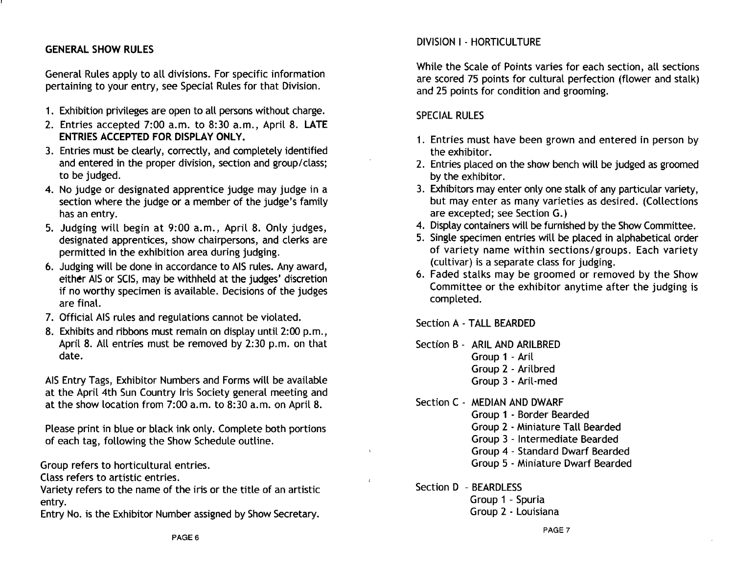## GENERAL SHOW RULES

General Rules apply to all divisions. For specific information pertaining to your entry, see Special Rules for that Division.

1. Exhibition privileges are open to all persons without charge.
2. Entries accepted 7:00 a.m. to 8:30 a.m., April 8. **LATE ENTRIES ACCEPTED FOR DISPLAY ONLY.**
3. Entries must be clearly, correctly, and completely identified and entered in the proper division, section and group/class; to be judged.
4. No judge or designated apprentice judge may judge in a section where the judge or a member of the judge's family has an entry.
5. Judging will begin at 9:00 a.m., April 8. Only judges, designated apprentices, show chairpersons, and clerks are permitted in the exhibition area during judging.
6. Judging will be done in accordance to AIS rules. Any award, either AIS or SCIS, may be withheld at the judges' discretion if no worthy specimen is available. Decisions of the judges are final.
7. Official AIS rules and regulations cannot be violated.
8. Exhibits and ribbons must remain on display until 2:00 p.m., April 8. All entries must be removed by 2:30 p.m. on that date.

AIS Entry Tags, Exhibitor Numbers and Forms will be available at the April 4th Sun Country Iris Society general meeting and at the show location from 7:00 a.m. to 8:30 a.m. on April 8.

Please print in blue or black ink only. Complete both portions of each tag, following the Show Schedule outline.

Group refers to horticultural entries.
Class refers to artistic entries.
Variety refers to the name of the iris or the title of an artistic entry.
Entry No. is the Exhibitor Number assigned by Show Secretary.

## DIVISION I - HORTICULTURE

While the Scale of Points varies for each section, all sections are scored 75 points for cultural perfection (flower and stalk) and 25 points for condition and grooming.

### SPECIAL RULES

1. Entries must have been grown and entered in person by the exhibitor.
2. Entries placed on the show bench will be judged as groomed by the exhibitor.
3. Exhibitors may enter only one stalk of any particular variety, but may enter as many varieties as desired. (Collections are excepted; see Section G.)
4. Display containers will be furnished by the Show Committee.
5. Single specimen entries will be placed in alphabetical order of variety name within sections/groups. Each variety (cultivar) is a separate class for judging.
6. Faded stalks may be groomed or removed by the Show Committee or the exhibitor anytime after the judging is completed.

Section A - TALL BEARDED

Section B - ARIL AND ARILBRED
- Group 1 - Aril
- Group 2 - Arilbred
- Group 3 - Aril-med

Section C - MEDIAN AND DWARF
- Group 1 - Border Bearded
- Group 2 - Miniature Tall Bearded
- Group 3 - Intermediate Bearded
- Group 4 - Standard Dwarf Bearded
- Group 5 - Miniature Dwarf Bearded

Section D - BEARDLESS
- Group 1 - Spuria
- Group 2 - Louisiana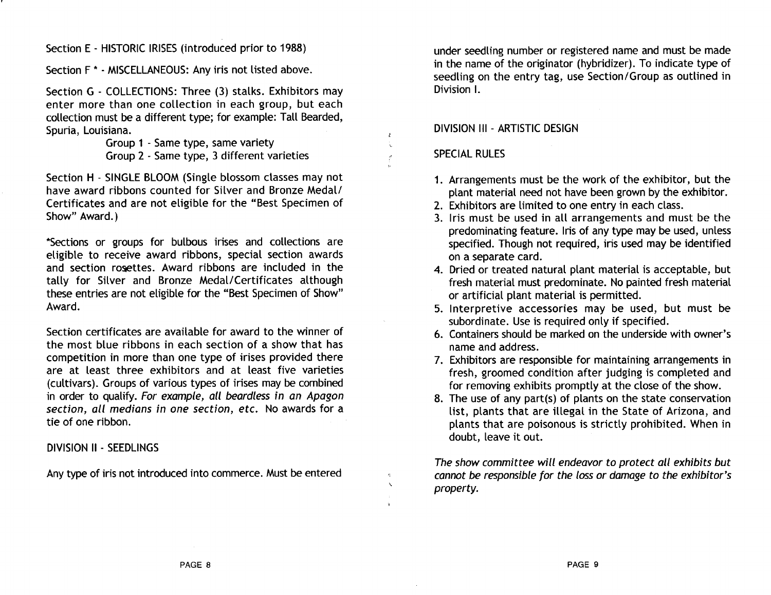Section E - HISTORIC IRISES (introduced prior to 1988)

Section F * - MISCELLANEOUS: Any iris not listed above.

Section G - COLLECTIONS: Three (3) stalks. Exhibitors may enter more than one collection in each group, but each collection must be a different type; for example: Tall Bearded, Spuria, Louisiana.

Group 1 - Same type, same variety
Group 2 - Same type, 3 different varieties

Section H - SINGLE BLOOM (Single blossom classes may not have award ribbons counted for Silver and Bronze Medal/ Certificates and are not eligible for the "Best Specimen of Show" Award.)

*Sections or groups for bulbous irises and collections are eligible to receive award ribbons, special section awards and section rosettes. Award ribbons are included in the tally for Silver and Bronze Medal/Certificates although these entries are not eligible for the "Best Specimen of Show" Award.

Section certificates are available for award to the winner of the most blue ribbons in each section of a show that has competition in more than one type of irises provided there are at least three exhibitors and at least five varieties (cultivars). Groups of various types of irises may be combined in order to qualify. *For example, all beardless in an Apagon section, all medians in one section, etc.* No awards for a tie of one ribbon.

## DIVISION II - SEEDLINGS

Any type of iris not introduced into commerce. Must be entered under seedling number or registered name and must be made in the name of the originator (hybridizer). To indicate type of seedling on the entry tag, use Section/Group as outlined in Division I.

## DIVISION III - ARTISTIC DESIGN

### SPECIAL RULES

1. Arrangements must be the work of the exhibitor, but the plant material need not have been grown by the exhibitor.
2. Exhibitors are limited to one entry in each class.
3. Iris must be used in all arrangements and must be the predominating feature. Iris of any type may be used, unless specified. Though not required, iris used may be identified on a separate card.
4. Dried or treated natural plant material is acceptable, but fresh material must predominate. No painted fresh material or artificial plant material is permitted.
5. Interpretive accessories may be used, but must be subordinate. Use is required only if specified.
6. Containers should be marked on the underside with owner's name and address.
7. Exhibitors are responsible for maintaining arrangements in fresh, groomed condition after judging is completed and for removing exhibits promptly at the close of the show.
8. The use of any part(s) of plants on the state conservation list, plants that are illegal in the State of Arizona, and plants that are poisonous is strictly prohibited. When in doubt, leave it out.

*The show committee will endeavor to protect all exhibits but cannot be responsible for the loss or damage to the exhibitor's property.*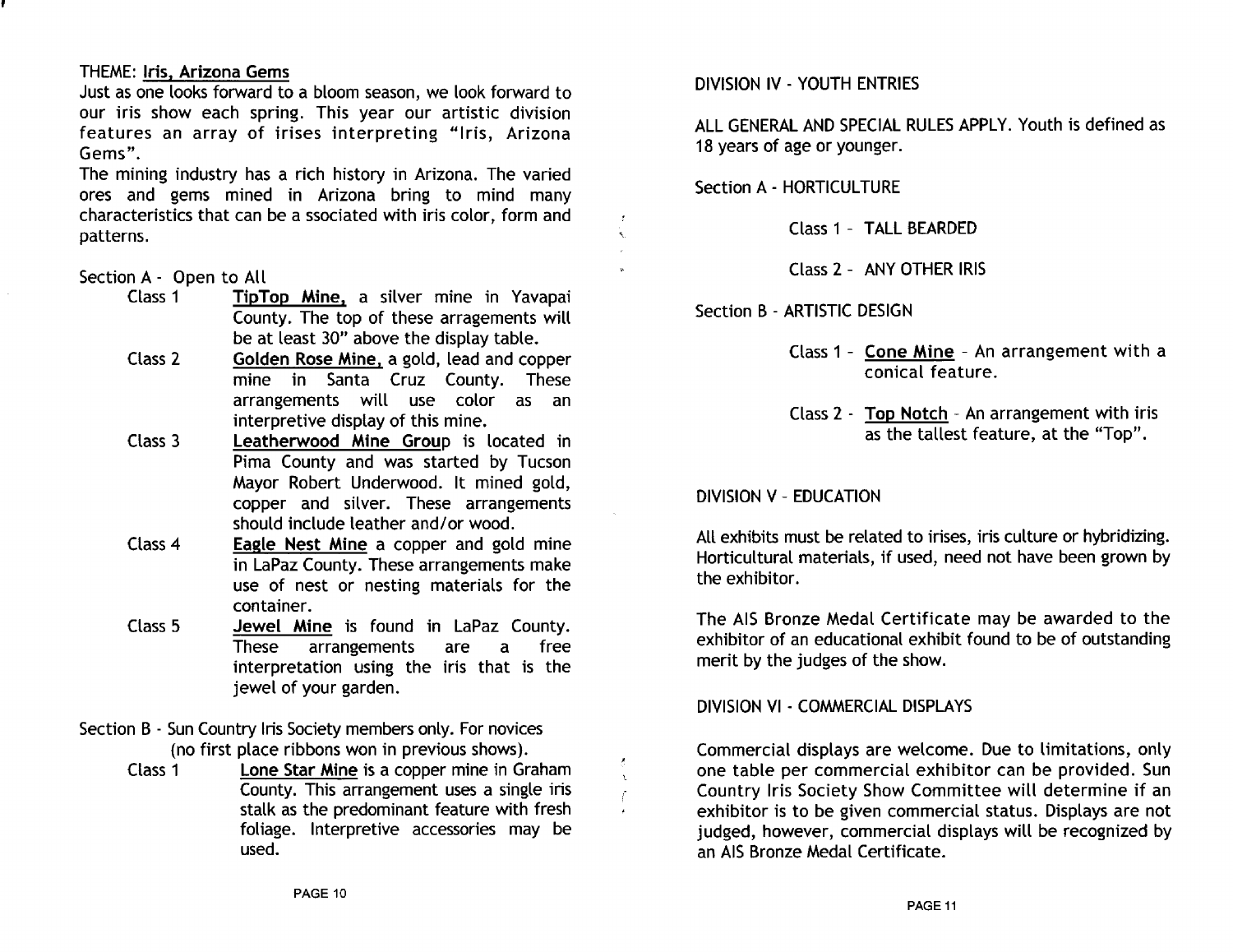THEME: **Iris, Arizona Gems**

Just as one looks forward to a bloom season, we look forward to our iris show each spring. This year our artistic division features an array of irises interpreting "Iris, Arizona Gems".

The mining industry has a rich history in Arizona. The varied ores and gems mined in Arizona bring to mind many characteristics that can be a ssociated with iris color, form and patterns.

Section A - Open to All

- Class 1 — **TipTop Mine,** a silver mine in Yavapai County. The top of these arragements will be at least 30" above the display table.
- Class 2 — **Golden Rose Mine,** a gold, lead and copper mine in Santa Cruz County. These arrangements will use color as an interpretive display of this mine.
- Class 3 — **Leatherwood Mine Group** is located in Pima County and was started by Tucson Mayor Robert Underwood. It mined gold, copper and silver. These arrangements should include leather and/or wood.
- Class 4 — **Eagle Nest Mine** a copper and gold mine in LaPaz County. These arrangements make use of nest or nesting materials for the container.
- Class 5 — **Jewel Mine** is found in LaPaz County. These arrangements are a free interpretation using the iris that is the jewel of your garden.

Section B - Sun Country Iris Society members only. For novices (no first place ribbons won in previous shows).

- Class 1 — **Lone Star Mine** is a copper mine in Graham County. This arrangement uses a single iris stalk as the predominant feature with fresh foliage. Interpretive accessories may be used.

DIVISION IV - YOUTH ENTRIES

ALL GENERAL AND SPECIAL RULES APPLY. Youth is defined as 18 years of age or younger.

Section A - HORTICULTURE

- Class 1 - TALL BEARDED
- Class 2 - ANY OTHER IRIS

Section B - ARTISTIC DESIGN

- Class 1 - **Cone Mine** - An arrangement with a conical feature.
- Class 2 - **Top Notch** - An arrangement with iris as the tallest feature, at the "Top".

DIVISION V - EDUCATION

All exhibits must be related to irises, iris culture or hybridizing. Horticultural materials, if used, need not have been grown by the exhibitor.

The AIS Bronze Medal Certificate may be awarded to the exhibitor of an educational exhibit found to be of outstanding merit by the judges of the show.

DIVISION VI - COMMERCIAL DISPLAYS

Commercial displays are welcome. Due to limitations, only one table per commercial exhibitor can be provided. Sun Country Iris Society Show Committee will determine if an exhibitor is to be given commercial status. Displays are not judged, however, commercial displays will be recognized by an AIS Bronze Medal Certificate.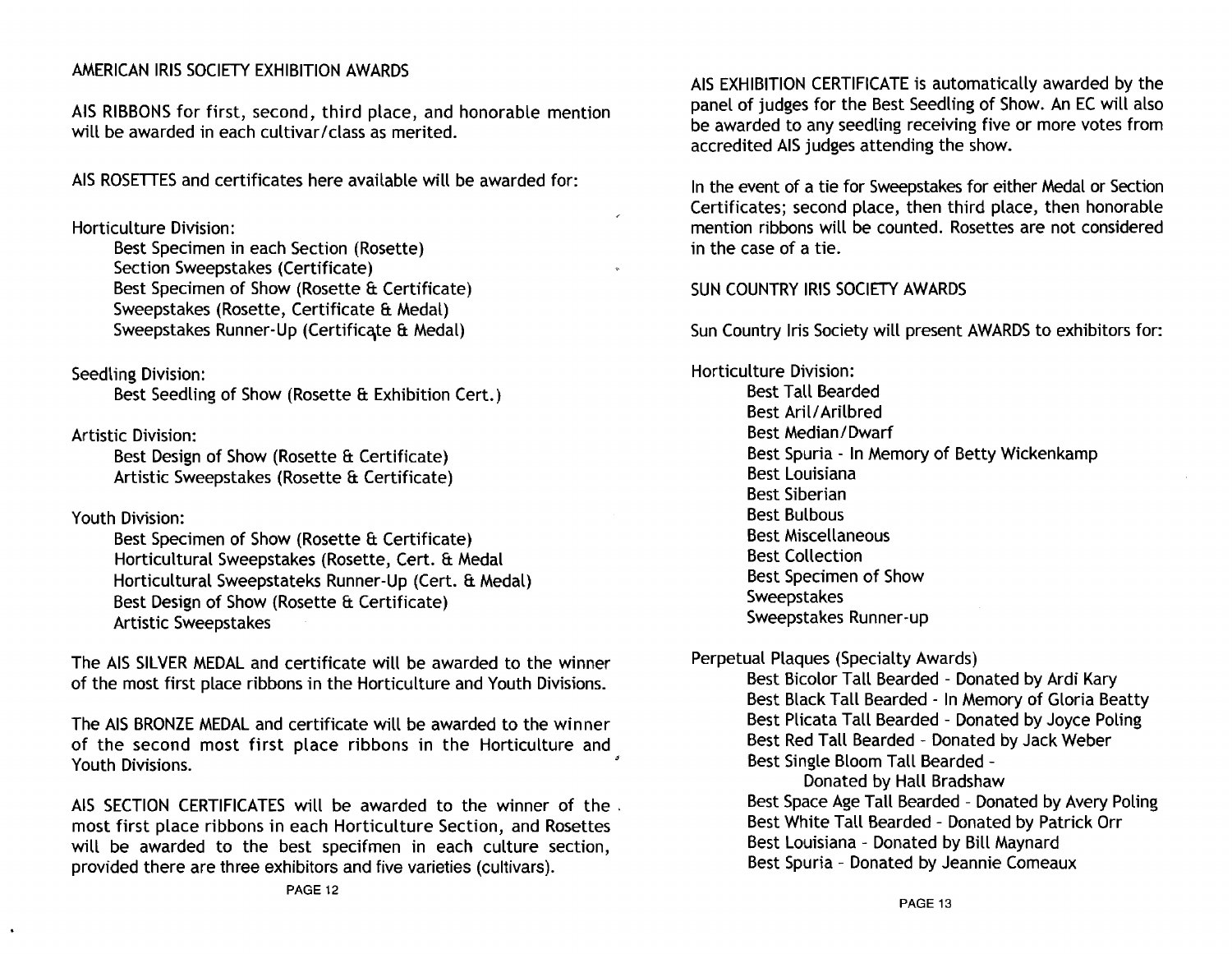## AMERICAN IRIS SOCIETY EXHIBITION AWARDS

AIS RIBBONS for first, second, third place, and honorable mention will be awarded in each cultivar/class as merited.

AIS ROSETTES and certificates here available will be awarded for:

Horticulture Division:

- Best Specimen in each Section (Rosette)
- Section Sweepstakes (Certificate)
- Best Specimen of Show (Rosette & Certificate)
- Sweepstakes (Rosette, Certificate & Medal)
- Sweepstakes Runner-Up (Certificate & Medal)

Seedling Division:

- Best Seedling of Show (Rosette & Exhibition Cert.)

Artistic Division:

- Best Design of Show (Rosette & Certificate)
- Artistic Sweepstakes (Rosette & Certificate)

Youth Division:

- Best Specimen of Show (Rosette & Certificate)
- Horticultural Sweepstakes (Rosette, Cert. & Medal
- Horticultural Sweepstateks Runner-Up (Cert. & Medal)
- Best Design of Show (Rosette & Certificate)
- Artistic Sweepstakes

The AIS SILVER MEDAL and certificate will be awarded to the winner of the most first place ribbons in the Horticulture and Youth Divisions.

The AIS BRONZE MEDAL and certificate will be awarded to the winner of the second most first place ribbons in the Horticulture and Youth Divisions.

AIS SECTION CERTIFICATES will be awarded to the winner of the most first place ribbons in each Horticulture Section, and Rosettes will be awarded to the best specifmen in each culture section, provided there are three exhibitors and five varieties (cultivars).

AIS EXHIBITION CERTIFICATE is automatically awarded by the panel of judges for the Best Seedling of Show. An EC will also be awarded to any seedling receiving five or more votes from accredited AIS judges attending the show.

In the event of a tie for Sweepstakes for either Medal or Section Certificates; second place, then third place, then honorable mention ribbons will be counted. Rosettes are not considered in the case of a tie.

## SUN COUNTRY IRIS SOCIETY AWARDS

Sun Country Iris Society will present AWARDS to exhibitors for:

Horticulture Division:

- Best Tall Bearded
- Best Aril/Arilbred
- Best Median/Dwarf
- Best Spuria - In Memory of Betty Wickenkamp
- Best Louisiana
- Best Siberian
- Best Bulbous
- Best Miscellaneous
- Best Collection
- Best Specimen of Show
- Sweepstakes
- Sweepstakes Runner-up

Perpetual Plaques (Specialty Awards)

- Best Bicolor Tall Bearded - Donated by Ardi Kary
- Best Black Tall Bearded - In Memory of Gloria Beatty
- Best Plicata Tall Bearded - Donated by Joyce Poling
- Best Red Tall Bearded - Donated by Jack Weber
- Best Single Bloom Tall Bearded - Donated by Hall Bradshaw
- Best Space Age Tall Bearded - Donated by Avery Poling
- Best White Tall Bearded - Donated by Patrick Orr
- Best Louisiana - Donated by Bill Maynard
- Best Spuria - Donated by Jeannie Comeaux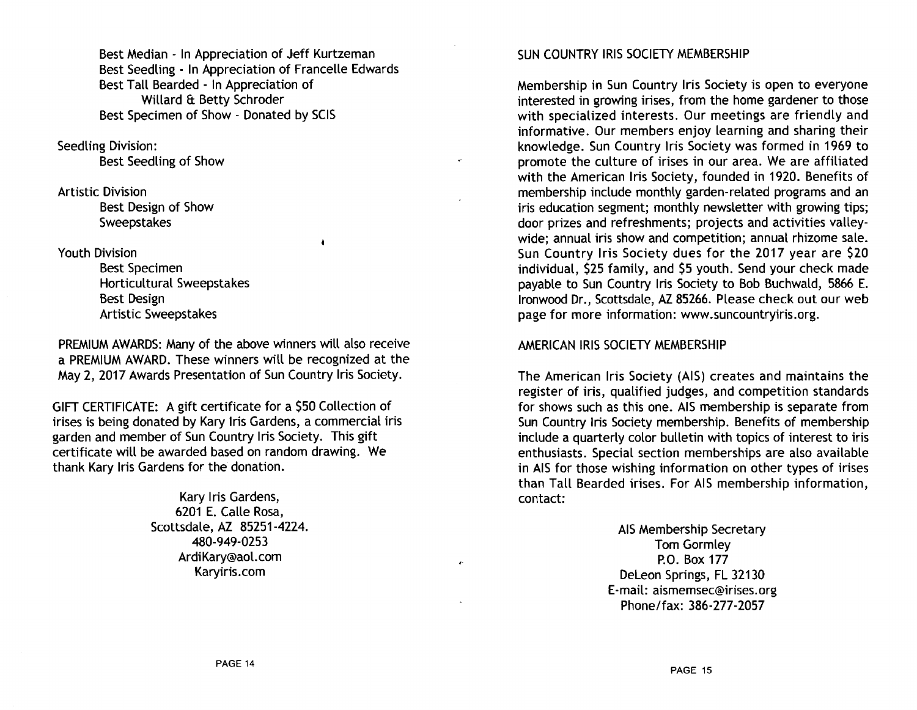Best Median - In Appreciation of Jeff Kurtzeman
Best Seedling - In Appreciation of Francelle Edwards
Best Tall Bearded - In Appreciation of
Willard & Betty Schroder
Best Specimen of Show - Donated by SCIS

Seedling Division:
Best Seedling of Show

Artistic Division
Best Design of Show
Sweepstakes

Youth Division
Best Specimen
Horticultural Sweepstakes
Best Design
Artistic Sweepstakes

PREMIUM AWARDS: Many of the above winners will also receive a PREMIUM AWARD. These winners will be recognized at the May 2, 2017 Awards Presentation of Sun Country Iris Society.

GIFT CERTIFICATE: A gift certificate for a $50 Collection of irises is being donated by Kary Iris Gardens, a commercial iris garden and member of Sun Country Iris Society. This gift certificate will be awarded based on random drawing. We thank Kary Iris Gardens for the donation.

Kary Iris Gardens,
6201 E. Calle Rosa,
Scottsdale, AZ 85251-4224.
480-949-0253
ArdiKary@aol.com
Karyiris.com

## SUN COUNTRY IRIS SOCIETY MEMBERSHIP

Membership in Sun Country Iris Society is open to everyone interested in growing irises, from the home gardener to those with specialized interests. Our meetings are friendly and informative. Our members enjoy learning and sharing their knowledge. Sun Country Iris Society was formed in 1969 to promote the culture of irises in our area. We are affiliated with the American Iris Society, founded in 1920. Benefits of membership include monthly garden-related programs and an iris education segment; monthly newsletter with growing tips; door prizes and refreshments; projects and activities valley-wide; annual iris show and competition; annual rhizome sale. Sun Country Iris Society dues for the 2017 year are $20 individual, $25 family, and $5 youth. Send your check made payable to Sun Country Iris Society to Bob Buchwald, 5866 E. Ironwood Dr., Scottsdale, AZ 85266. Please check out our web page for more information: www.suncountryiris.org.

## AMERICAN IRIS SOCIETY MEMBERSHIP

The American Iris Society (AIS) creates and maintains the register of iris, qualified judges, and competition standards for shows such as this one. AIS membership is separate from Sun Country Iris Society membership. Benefits of membership include a quarterly color bulletin with topics of interest to iris enthusiasts. Special section memberships are also available in AIS for those wishing information on other types of irises than Tall Bearded irises. For AIS membership information, contact:

AIS Membership Secretary
Tom Gormley
P.O. Box 177
DeLeon Springs, FL 32130
E-mail: aismemsec@irises.org
Phone/fax: 386-277-2057